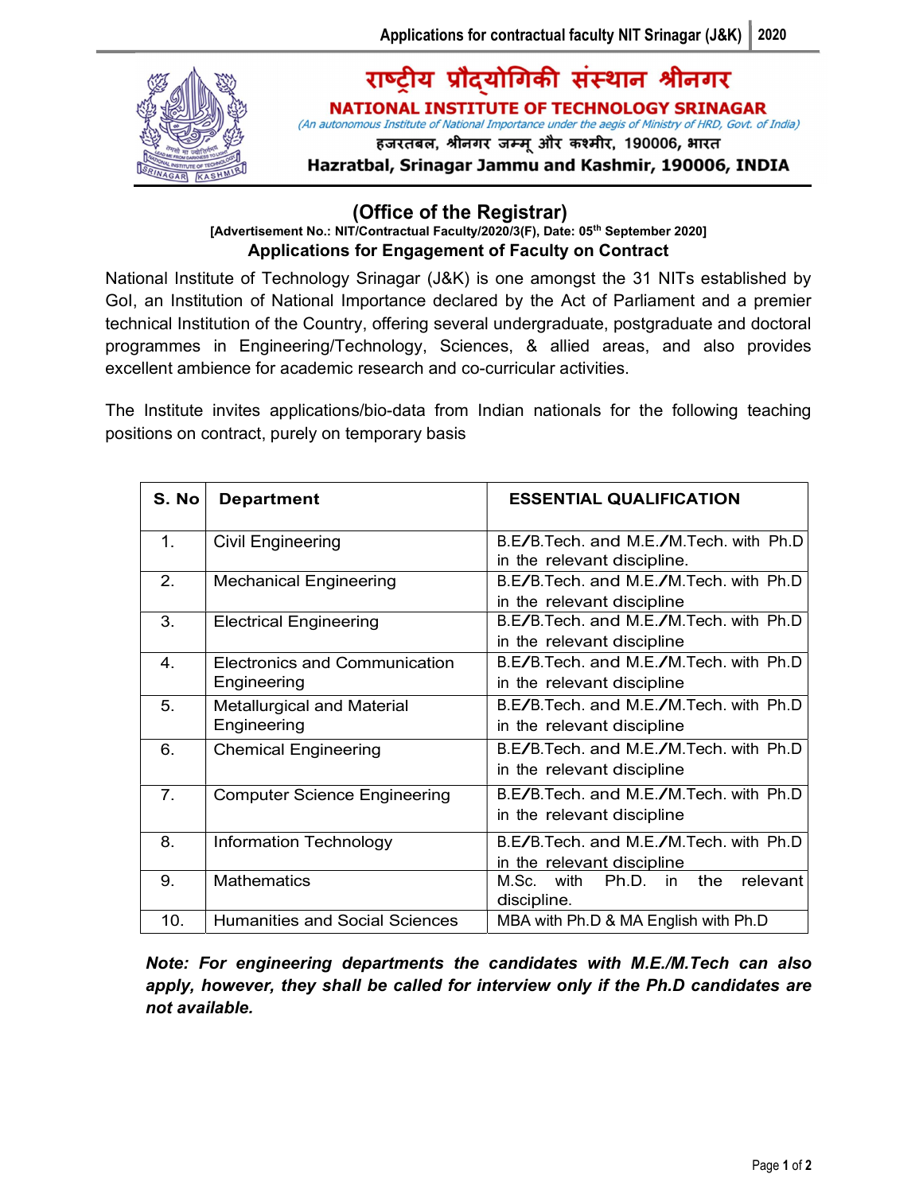# राष्ट्रीय प्रौद्योगिकी संस्थान श्रीनगर

## NATIONAL INSTITUTE OF TECHNOLOGY SRINAGAR

*(An autonomous Institute of National Importance under the aegis of Ministry of HRD, Govt. of India)*

हजरतबल, श्रीनगर जम्मू और कश्मीर, 190006, भारत

**Hazratbal, Srinagar Jammu and Kashmir, 190006, INDIA**

## (Office of the Registrar)

**[Advertisement No.: NIT/Contractual Faculty/2020/3(F), Date: 05th September 2020]**

### Applications for Engagement of Faculty on Contract

National Institute of Technology Srinagar (J&K) is one amongst the 31 NITs established by GoI, an Institution of National Importance declared by the Act of Parliament and a premier technical Institution of the Country, offering several undergraduate, postgraduate and doctoral programmes in Engineering/Technology, Sciences, & allied areas, and also provides excellent ambience for academic research and co-curricular activities.

The Institute invites applications/bio-data from Indian nationals for the following teaching positions on contract, purely on temporary basis

| S. No | Department | ESSENTIAL QUALIFICATION |
|---|---|---|
| 1. | Civil Engineering | B.E/B.Tech. and M.E./M.Tech. with Ph.D in the relevant discipline. |
| 2. | Mechanical Engineering | B.E/B.Tech. and M.E./M.Tech. with Ph.D in the relevant discipline |
| 3. | Electrical Engineering | B.E/B.Tech. and M.E./M.Tech. with Ph.D in the relevant discipline |
| 4. | Electronics and Communication Engineering | B.E/B.Tech. and M.E./M.Tech. with Ph.D in the relevant discipline |
| 5. | Metallurgical and Material Engineering | B.E/B.Tech. and M.E./M.Tech. with Ph.D in the relevant discipline |
| 6. | Chemical Engineering | B.E/B.Tech. and M.E./M.Tech. with Ph.D in the relevant discipline |
| 7. | Computer Science Engineering | B.E/B.Tech. and M.E./M.Tech. with Ph.D in the relevant discipline |
| 8. | Information Technology | B.E/B.Tech. and M.E./M.Tech. with Ph.D in the relevant discipline |
| 9. | Mathematics | M.Sc. with Ph.D. in the relevant discipline. |
| 10. | Humanities and Social Sciences | MBA with Ph.D & MA English with Ph.D |

***Note: For engineering departments the candidates with M.E./M.Tech can also apply, however, they shall be called for interview only if the Ph.D candidates are not available.***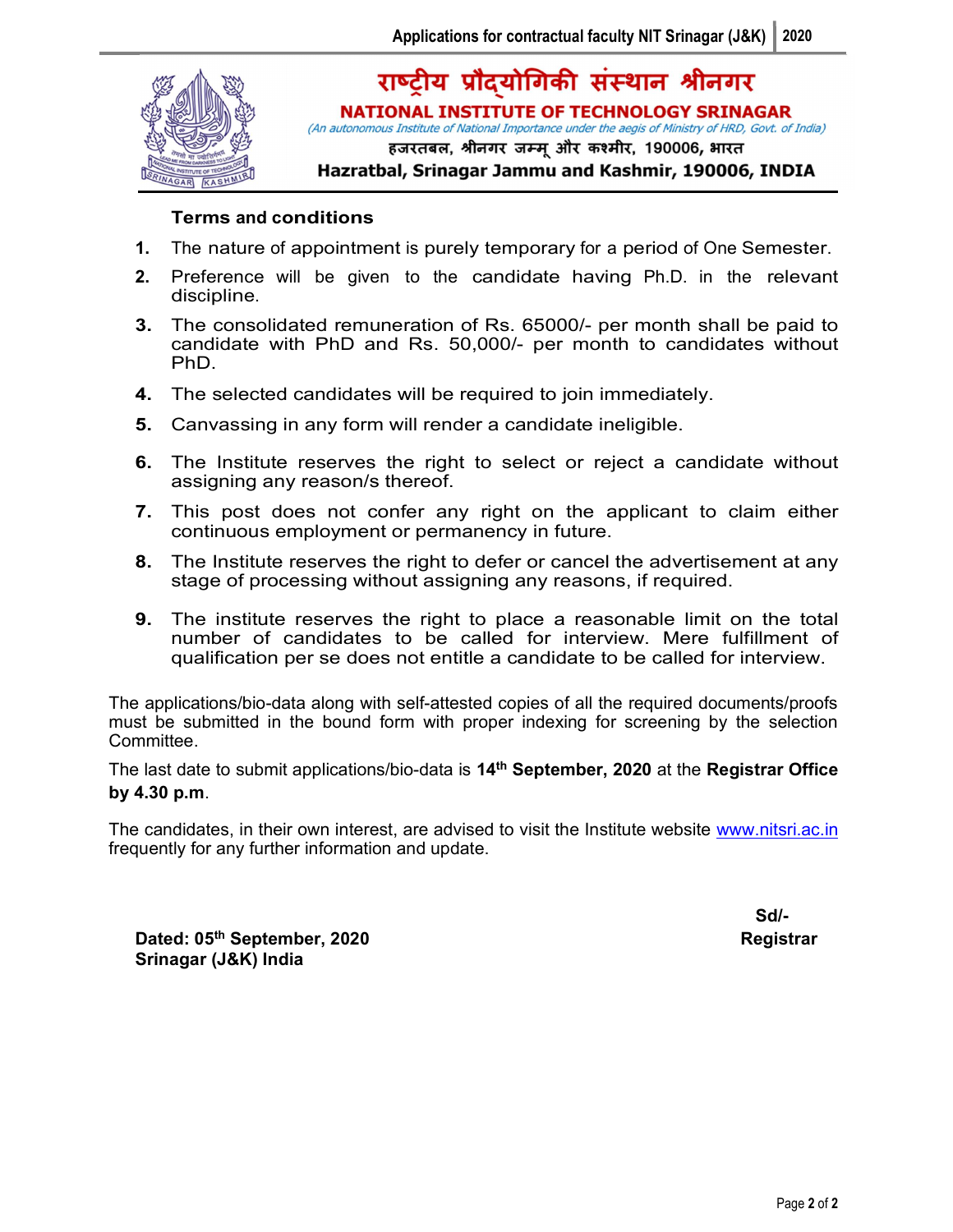राष्ट्रीय प्रौद्योगिकी संस्थान श्रीनगर

**NATIONAL INSTITUTE OF TECHNOLOGY SRINAGAR**

*(An autonomous Institute of National Importance under the aegis of Ministry of HRD, Govt. of India)*

हजरतबल, श्रीनगर जम्मू और कश्मीर, 190006, भारत

**Hazratbal, Srinagar Jammu and Kashmir, 190006, INDIA**

### Terms and conditions

1. The nature of appointment is purely temporary for a period of One Semester.
2. Preference will be given to the candidate having Ph.D. in the relevant discipline.
3. The consolidated remuneration of Rs. 65000/- per month shall be paid to candidate with PhD and Rs. 50,000/- per month to candidates without PhD.
4. The selected candidates will be required to join immediately.
5. Canvassing in any form will render a candidate ineligible.
6. The Institute reserves the right to select or reject a candidate without assigning any reason/s thereof.
7. This post does not confer any right on the applicant to claim either continuous employment or permanency in future.
8. The Institute reserves the right to defer or cancel the advertisement at any stage of processing without assigning any reasons, if required.
9. The institute reserves the right to place a reasonable limit on the total number of candidates to be called for interview. Mere fulfillment of qualification per se does not entitle a candidate to be called for interview.

The applications/bio-data along with self-attested copies of all the required documents/proofs must be submitted in the bound form with proper indexing for screening by the selection Committee.

The last date to submit applications/bio-data is **14th September, 2020** at the **Registrar Office by 4.30 p.m**.

The candidates, in their own interest, are advised to visit the Institute website [www.nitsri.ac.in](http://www.nitsri.ac.in) frequently for any further information and update.

**Sd/-**
**Registrar**

**Dated: 05th September, 2020**
**Srinagar (J&K) India**